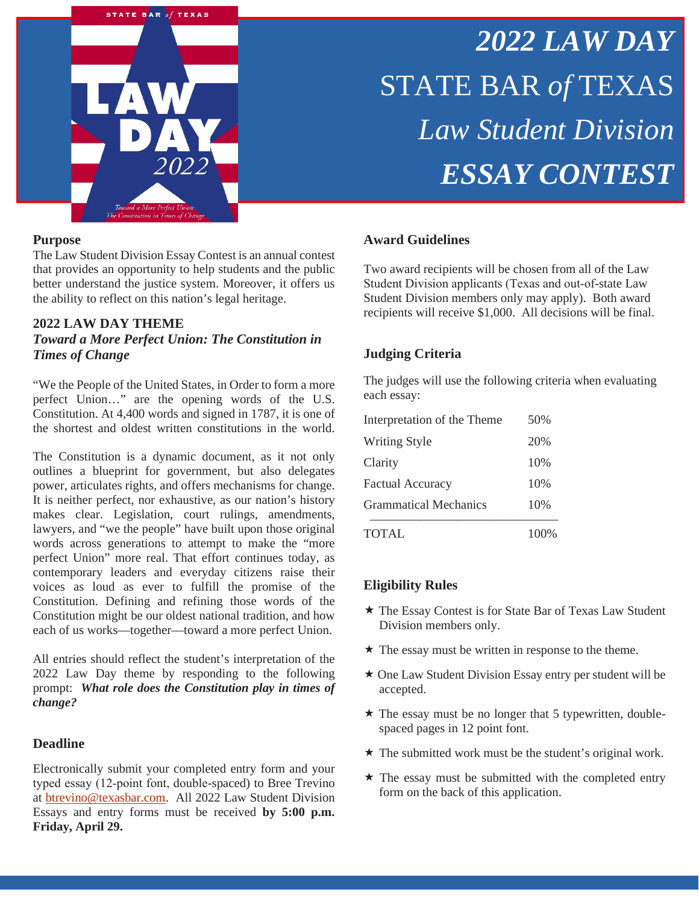# *2022 LAW DAY*
## STATE BAR *of* TEXAS
## *Law Student Division*
## ***ESSAY CONTEST***

STATE BAR *of* TEXAS

LAW DAY 2022

*Toward a More Perfect Union: The Constitution in Times of Change*

### Purpose

The Law Student Division Essay Contest is an annual contest that provides an opportunity to help students and the public better understand the justice system. Moreover, it offers us the ability to reflect on this nation's legal heritage.

### 2022 LAW DAY THEME
***Toward a More Perfect Union: The Constitution in Times of Change***

"We the People of the United States, in Order to form a more perfect Union…" are the opening words of the U.S. Constitution. At 4,400 words and signed in 1787, it is one of the shortest and oldest written constitutions in the world.

The Constitution is a dynamic document, as it not only outlines a blueprint for government, but also delegates power, articulates rights, and offers mechanisms for change. It is neither perfect, nor exhaustive, as our nation's history makes clear. Legislation, court rulings, amendments, lawyers, and "we the people" have built upon those original words across generations to attempt to make the "more perfect Union" more real. That effort continues today, as contemporary leaders and everyday citizens raise their voices as loud as ever to fulfill the promise of the Constitution. Defining and refining those words of the Constitution might be our oldest national tradition, and how each of us works—together—toward a more perfect Union.

All entries should reflect the student's interpretation of the 2022 Law Day theme by responding to the following prompt: ***What role does the Constitution play in times of change?***

### Deadline

Electronically submit your completed entry form and your typed essay (12-point font, double-spaced) to Bree Trevino at btrevino@texasbar.com. All 2022 Law Student Division Essays and entry forms must be received **by 5:00 p.m. Friday, April 29.**

### Award Guidelines

Two award recipients will be chosen from all of the Law Student Division applicants (Texas and out-of-state Law Student Division members only may apply). Both award recipients will receive $1,000. All decisions will be final.

### Judging Criteria

The judges will use the following criteria when evaluating each essay:

| Criterion | Weight |
|---|---|
| Interpretation of the Theme | 50% |
| Writing Style | 20% |
| Clarity | 10% |
| Factual Accuracy | 10% |
| Grammatical Mechanics | 10% |
| TOTAL | 100% |

### Eligibility Rules

- ★ The Essay Contest is for State Bar of Texas Law Student Division members only.
- ★ The essay must be written in response to the theme.
- ★ One Law Student Division Essay entry per student will be accepted.
- ★ The essay must be no longer that 5 typewritten, double-spaced pages in 12 point font.
- ★ The submitted work must be the student's original work.
- ★ The essay must be submitted with the completed entry form on the back of this application.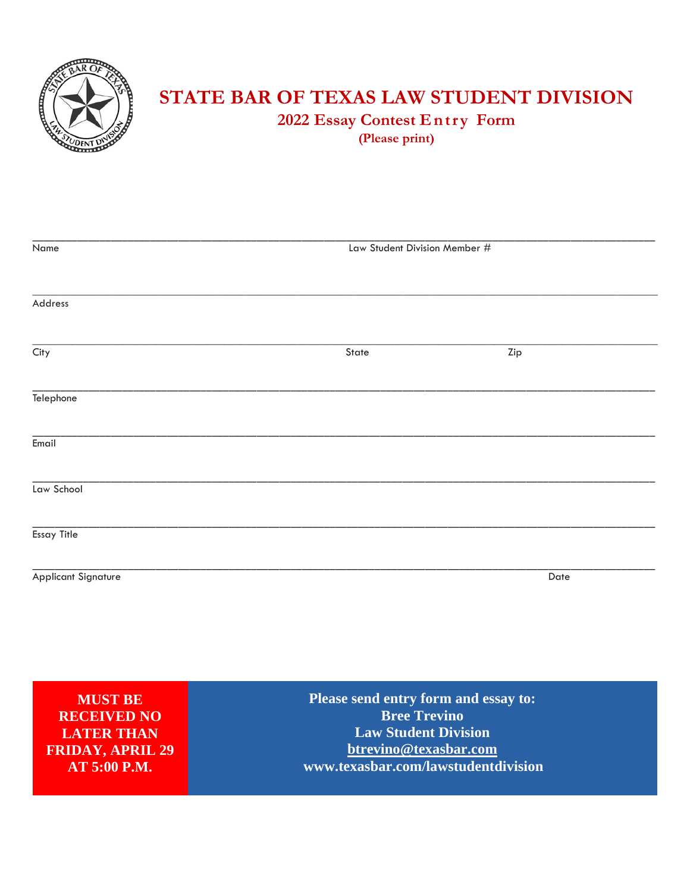# STATE BAR OF TEXAS LAW STUDENT DIVISION

## 2022 Essay Contest Entry Form

**(Please print)**

______________________________________________________________________________
Name                                                                 Law Student Division Member #

______________________________________________________________________________
Address

______________________________________________________________________________
City                                                                 State                    Zip

______________________________________________________________________________
Telephone

______________________________________________________________________________
Email

______________________________________________________________________________
Law School

______________________________________________________________________________
Essay Title

______________________________________________________________________________
Applicant Signature                                                                          Date

**MUST BE RECEIVED NO LATER THAN FRIDAY, APRIL 29 AT 5:00 P.M.**

**Please send entry form and essay to:**
**Bree Trevino**
**Law Student Division**
**btrevino@texasbar.com**
**www.texasbar.com/lawstudentdivision**